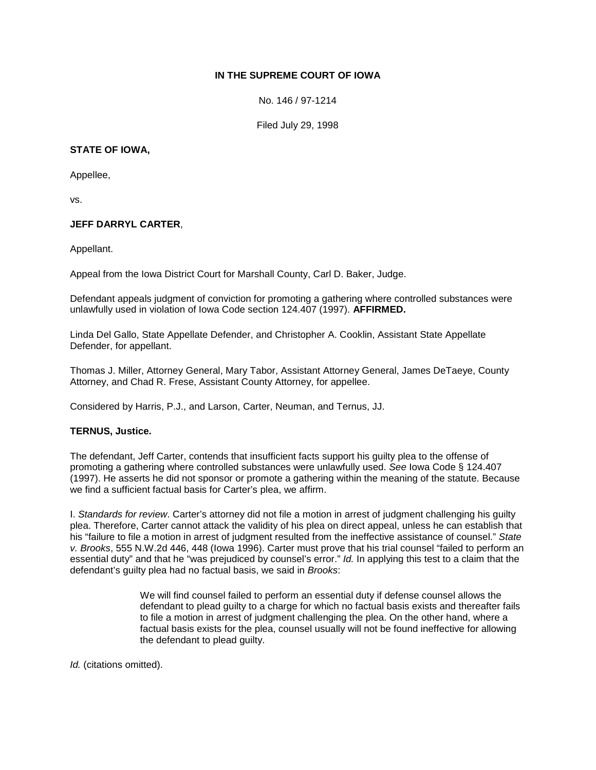**IN THE SUPREME COURT OF IOWA**

No. 146 / 97-1214

Filed July 29, 1998

**STATE OF IOWA,**

Appellee,

vs.

**JEFF DARRYL CARTER**,

Appellant.

Appeal from the Iowa District Court for Marshall County, Carl D. Baker, Judge.

Defendant appeals judgment of conviction for promoting a gathering where controlled substances were unlawfully used in violation of Iowa Code section 124.407 (1997). **AFFIRMED.**

Linda Del Gallo, State Appellate Defender, and Christopher A. Cooklin, Assistant State Appellate Defender, for appellant.

Thomas J. Miller, Attorney General, Mary Tabor, Assistant Attorney General, James DeTaeye, County Attorney, and Chad R. Frese, Assistant County Attorney, for appellee.

Considered by Harris, P.J., and Larson, Carter, Neuman, and Ternus, JJ.

**TERNUS, Justice.**

The defendant, Jeff Carter, contends that insufficient facts support his guilty plea to the offense of promoting a gathering where controlled substances were unlawfully used. *See* Iowa Code § 124.407 (1997). He asserts he did not sponsor or promote a gathering within the meaning of the statute. Because we find a sufficient factual basis for Carter's plea, we affirm.

I. *Standards for review*. Carter's attorney did not file a motion in arrest of judgment challenging his guilty plea. Therefore, Carter cannot attack the validity of his plea on direct appeal, unless he can establish that his "failure to file a motion in arrest of judgment resulted from the ineffective assistance of counsel." *State v. Brooks*, 555 N.W.2d 446, 448 (Iowa 1996). Carter must prove that his trial counsel "failed to perform an essential duty" and that he "was prejudiced by counsel's error." *Id.* In applying this test to a claim that the defendant's guilty plea had no factual basis, we said in *Brooks*:

> We will find counsel failed to perform an essential duty if defense counsel allows the defendant to plead guilty to a charge for which no factual basis exists and thereafter fails to file a motion in arrest of judgment challenging the plea. On the other hand, where a factual basis exists for the plea, counsel usually will not be found ineffective for allowing the defendant to plead guilty.

*Id.* (citations omitted).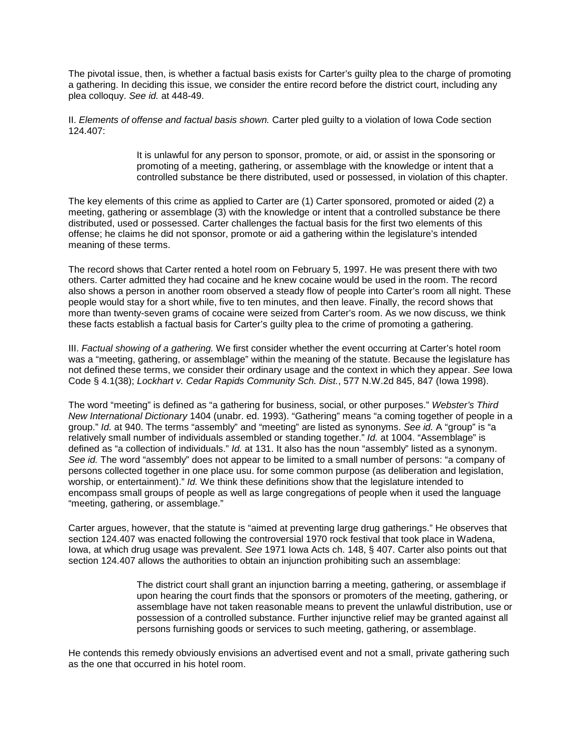The pivotal issue, then, is whether a factual basis exists for Carter's guilty plea to the charge of promoting a gathering. In deciding this issue, we consider the entire record before the district court, including any plea colloquy. *See id.* at 448-49.

II. *Elements of offense and factual basis shown.* Carter pled guilty to a violation of Iowa Code section 124.407:

> It is unlawful for any person to sponsor, promote, or aid, or assist in the sponsoring or promoting of a meeting, gathering, or assemblage with the knowledge or intent that a controlled substance be there distributed, used or possessed, in violation of this chapter.

The key elements of this crime as applied to Carter are (1) Carter sponsored, promoted or aided (2) a meeting, gathering or assemblage (3) with the knowledge or intent that a controlled substance be there distributed, used or possessed. Carter challenges the factual basis for the first two elements of this offense; he claims he did not sponsor, promote or aid a gathering within the legislature's intended meaning of these terms.

The record shows that Carter rented a hotel room on February 5, 1997. He was present there with two others. Carter admitted they had cocaine and he knew cocaine would be used in the room. The record also shows a person in another room observed a steady flow of people into Carter's room all night. These people would stay for a short while, five to ten minutes, and then leave. Finally, the record shows that more than twenty-seven grams of cocaine were seized from Carter's room. As we now discuss, we think these facts establish a factual basis for Carter's guilty plea to the crime of promoting a gathering.

III. *Factual showing of a gathering.* We first consider whether the event occurring at Carter's hotel room was a "meeting, gathering, or assemblage" within the meaning of the statute. Because the legislature has not defined these terms, we consider their ordinary usage and the context in which they appear. *See* Iowa Code § 4.1(38); *Lockhart v. Cedar Rapids Community Sch. Dist.*, 577 N.W.2d 845, 847 (Iowa 1998).

The word "meeting" is defined as "a gathering for business, social, or other purposes." *Webster's Third New International Dictionary* 1404 (unabr. ed. 1993). "Gathering" means "a coming together of people in a group." *Id.* at 940. The terms "assembly" and "meeting" are listed as synonyms. *See id.* A "group" is "a relatively small number of individuals assembled or standing together." *Id.* at 1004. "Assemblage" is defined as "a collection of individuals." *Id.* at 131. It also has the noun "assembly" listed as a synonym. *See id.* The word "assembly" does not appear to be limited to a small number of persons: "a company of persons collected together in one place usu. for some common purpose (as deliberation and legislation, worship, or entertainment)." *Id.* We think these definitions show that the legislature intended to encompass small groups of people as well as large congregations of people when it used the language "meeting, gathering, or assemblage."

Carter argues, however, that the statute is "aimed at preventing large drug gatherings." He observes that section 124.407 was enacted following the controversial 1970 rock festival that took place in Wadena, Iowa, at which drug usage was prevalent. *See* 1971 Iowa Acts ch. 148, § 407. Carter also points out that section 124.407 allows the authorities to obtain an injunction prohibiting such an assemblage:

> The district court shall grant an injunction barring a meeting, gathering, or assemblage if upon hearing the court finds that the sponsors or promoters of the meeting, gathering, or assemblage have not taken reasonable means to prevent the unlawful distribution, use or possession of a controlled substance. Further injunctive relief may be granted against all persons furnishing goods or services to such meeting, gathering, or assemblage.

He contends this remedy obviously envisions an advertised event and not a small, private gathering such as the one that occurred in his hotel room.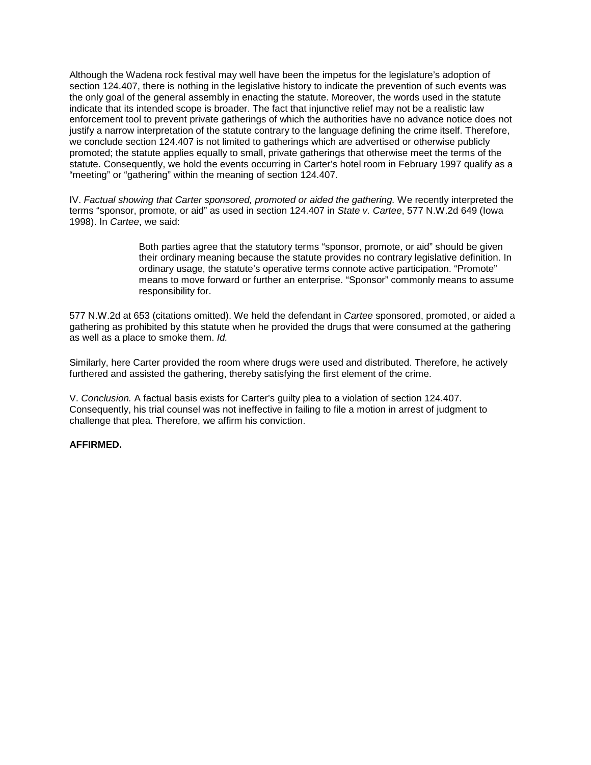Although the Wadena rock festival may well have been the impetus for the legislature's adoption of section 124.407, there is nothing in the legislative history to indicate the prevention of such events was the only goal of the general assembly in enacting the statute. Moreover, the words used in the statute indicate that its intended scope is broader. The fact that injunctive relief may not be a realistic law enforcement tool to prevent private gatherings of which the authorities have no advance notice does not justify a narrow interpretation of the statute contrary to the language defining the crime itself. Therefore, we conclude section 124.407 is not limited to gatherings which are advertised or otherwise publicly promoted; the statute applies equally to small, private gatherings that otherwise meet the terms of the statute. Consequently, we hold the events occurring in Carter's hotel room in February 1997 qualify as a "meeting" or "gathering" within the meaning of section 124.407.

IV. *Factual showing that Carter sponsored, promoted or aided the gathering.* We recently interpreted the terms "sponsor, promote, or aid" as used in section 124.407 in *State v. Cartee*, 577 N.W.2d 649 (Iowa 1998). In *Cartee*, we said:

> Both parties agree that the statutory terms "sponsor, promote, or aid" should be given their ordinary meaning because the statute provides no contrary legislative definition. In ordinary usage, the statute's operative terms connote active participation. "Promote" means to move forward or further an enterprise. "Sponsor" commonly means to assume responsibility for.

577 N.W.2d at 653 (citations omitted). We held the defendant in *Cartee* sponsored, promoted, or aided a gathering as prohibited by this statute when he provided the drugs that were consumed at the gathering as well as a place to smoke them. *Id.*

Similarly, here Carter provided the room where drugs were used and distributed. Therefore, he actively furthered and assisted the gathering, thereby satisfying the first element of the crime.

V. *Conclusion.* A factual basis exists for Carter's guilty plea to a violation of section 124.407. Consequently, his trial counsel was not ineffective in failing to file a motion in arrest of judgment to challenge that plea. Therefore, we affirm his conviction.

**AFFIRMED.**